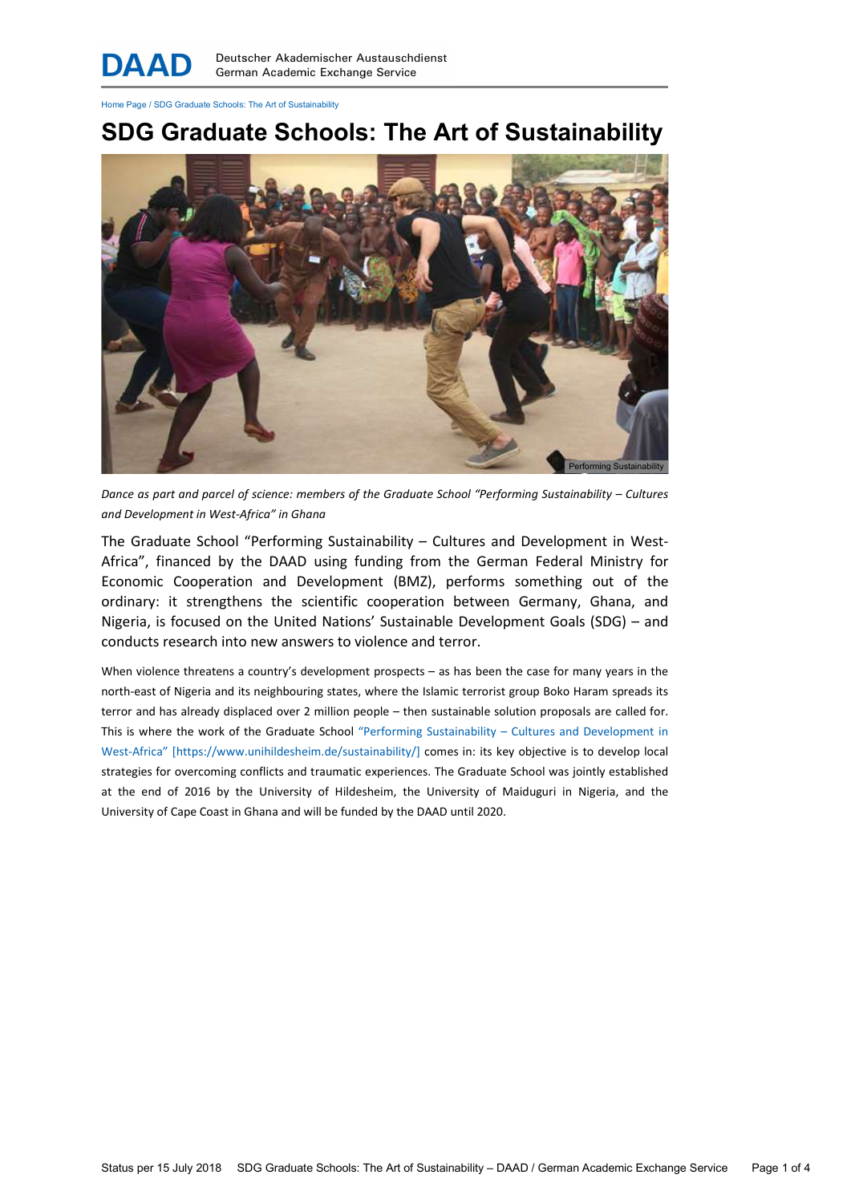Home Page / SDG Graduate Schools: The Art of Sustainability

# SDG Graduate Schools: The Art of Sustainability

Performing Sustainability

*Dance as part and parcel of science: members of the Graduate School "Performing Sustainability – Cultures and Development in West-Africa" in Ghana*

The Graduate School "Performing Sustainability – Cultures and Development in West-Africa", financed by the DAAD using funding from the German Federal Ministry for Economic Cooperation and Development (BMZ), performs something out of the ordinary: it strengthens the scientific cooperation between Germany, Ghana, and Nigeria, is focused on the United Nations' Sustainable Development Goals (SDG) – and conducts research into new answers to violence and terror.

When violence threatens a country's development prospects – as has been the case for many years in the north-east of Nigeria and its neighbouring states, where the Islamic terrorist group Boko Haram spreads its terror and has already displaced over 2 million people – then sustainable solution proposals are called for. This is where the work of the Graduate School "Performing Sustainability – Cultures and Development in West-Africa" [https://www.unihildesheim.de/sustainability/] comes in: its key objective is to develop local strategies for overcoming conflicts and traumatic experiences. The Graduate School was jointly established at the end of 2016 by the University of Hildesheim, the University of Maiduguri in Nigeria, and the University of Cape Coast in Ghana and will be funded by the DAAD until 2020.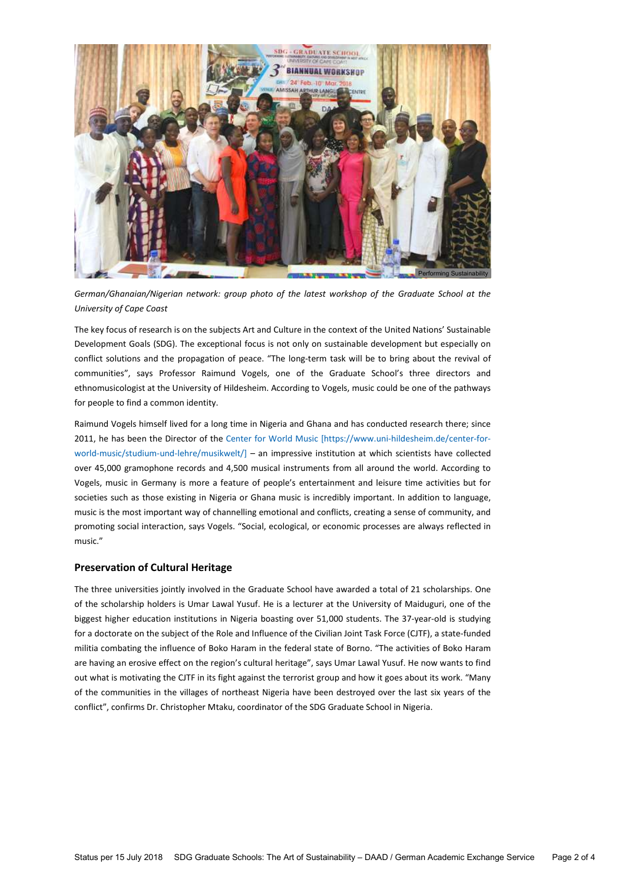*German/Ghanaian/Nigerian network: group photo of the latest workshop of the Graduate School at the University of Cape Coast*

The key focus of research is on the subjects Art and Culture in the context of the United Nations' Sustainable Development Goals (SDG). The exceptional focus is not only on sustainable development but especially on conflict solutions and the propagation of peace. "The long-term task will be to bring about the revival of communities", says Professor Raimund Vogels, one of the Graduate School's three directors and ethnomusicologist at the University of Hildesheim. According to Vogels, music could be one of the pathways for people to find a common identity.

Raimund Vogels himself lived for a long time in Nigeria and Ghana and has conducted research there; since 2011, he has been the Director of the Center for World Music [https://www.uni-hildesheim.de/center-for-world-music/studium-und-lehre/musikwelt/] – an impressive institution at which scientists have collected over 45,000 gramophone records and 4,500 musical instruments from all around the world. According to Vogels, music in Germany is more a feature of people's entertainment and leisure time activities but for societies such as those existing in Nigeria or Ghana music is incredibly important. In addition to language, music is the most important way of channelling emotional and conflicts, creating a sense of community, and promoting social interaction, says Vogels. "Social, ecological, or economic processes are always reflected in music."

### Preservation of Cultural Heritage

The three universities jointly involved in the Graduate School have awarded a total of 21 scholarships. One of the scholarship holders is Umar Lawal Yusuf. He is a lecturer at the University of Maiduguri, one of the biggest higher education institutions in Nigeria boasting over 51,000 students. The 37-year-old is studying for a doctorate on the subject of the Role and Influence of the Civilian Joint Task Force (CJTF), a state-funded militia combating the influence of Boko Haram in the federal state of Borno. "The activities of Boko Haram are having an erosive effect on the region's cultural heritage", says Umar Lawal Yusuf. He now wants to find out what is motivating the CJTF in its fight against the terrorist group and how it goes about its work. "Many of the communities in the villages of northeast Nigeria have been destroyed over the last six years of the conflict", confirms Dr. Christopher Mtaku, coordinator of the SDG Graduate School in Nigeria.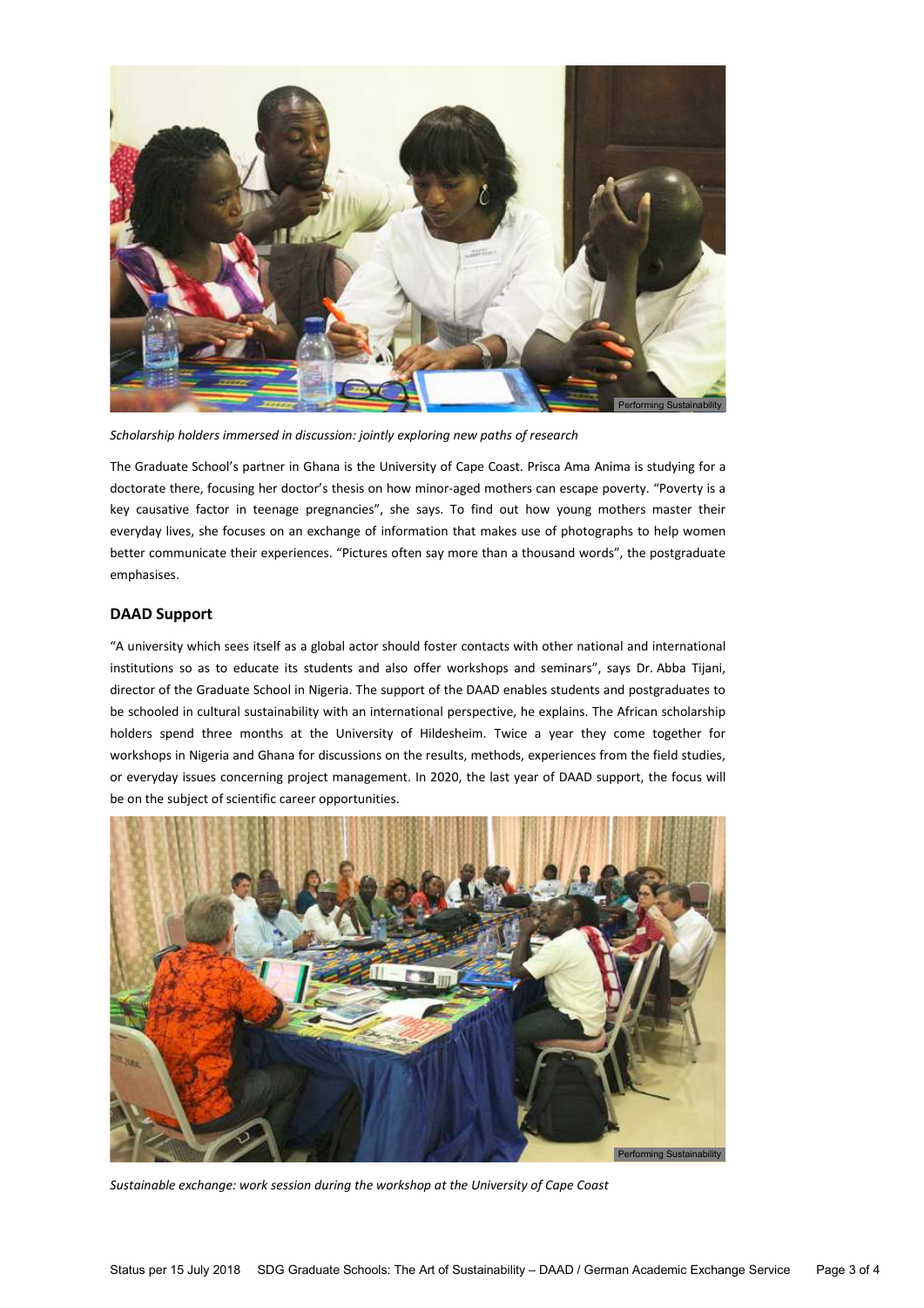*Scholarship holders immersed in discussion: jointly exploring new paths of research*

The Graduate School's partner in Ghana is the University of Cape Coast. Prisca Ama Anima is studying for a doctorate there, focusing her doctor's thesis on how minor-aged mothers can escape poverty. "Poverty is a key causative factor in teenage pregnancies", she says. To find out how young mothers master their everyday lives, she focuses on an exchange of information that makes use of photographs to help women better communicate their experiences. "Pictures often say more than a thousand words", the postgraduate emphasises.

### DAAD Support

"A university which sees itself as a global actor should foster contacts with other national and international institutions so as to educate its students and also offer workshops and seminars", says Dr. Abba Tijani, director of the Graduate School in Nigeria. The support of the DAAD enables students and postgraduates to be schooled in cultural sustainability with an international perspective, he explains. The African scholarship holders spend three months at the University of Hildesheim. Twice a year they come together for workshops in Nigeria and Ghana for discussions on the results, methods, experiences from the field studies, or everyday issues concerning project management. In 2020, the last year of DAAD support, the focus will be on the subject of scientific career opportunities.

*Sustainable exchange: work session during the workshop at the University of Cape Coast*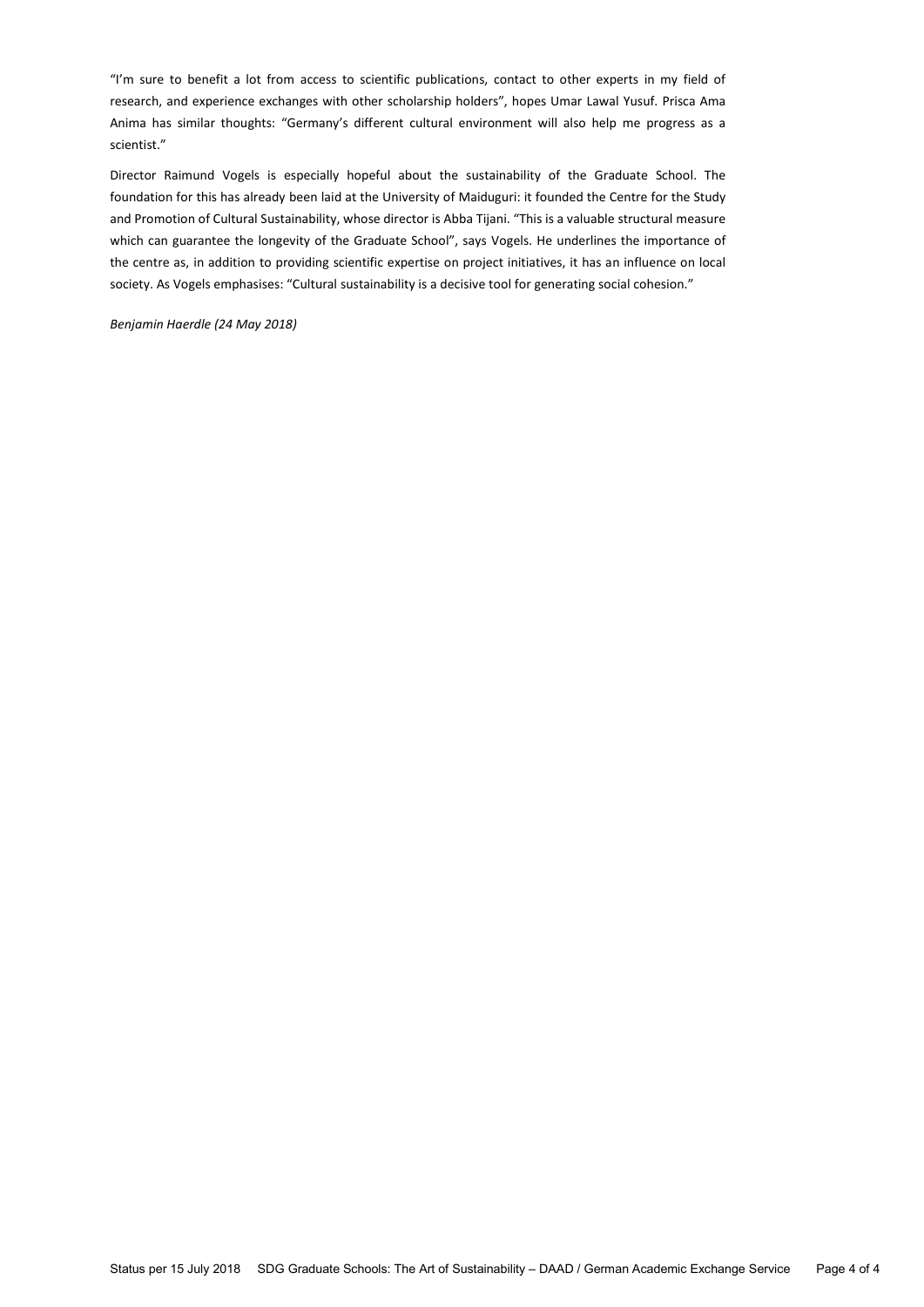"I'm sure to benefit a lot from access to scientific publications, contact to other experts in my field of research, and experience exchanges with other scholarship holders", hopes Umar Lawal Yusuf. Prisca Ama Anima has similar thoughts: "Germany's different cultural environment will also help me progress as a scientist."

Director Raimund Vogels is especially hopeful about the sustainability of the Graduate School. The foundation for this has already been laid at the University of Maiduguri: it founded the Centre for the Study and Promotion of Cultural Sustainability, whose director is Abba Tijani. "This is a valuable structural measure which can guarantee the longevity of the Graduate School", says Vogels. He underlines the importance of the centre as, in addition to providing scientific expertise on project initiatives, it has an influence on local society. As Vogels emphasises: "Cultural sustainability is a decisive tool for generating social cohesion."

*Benjamin Haerdle (24 May 2018)*